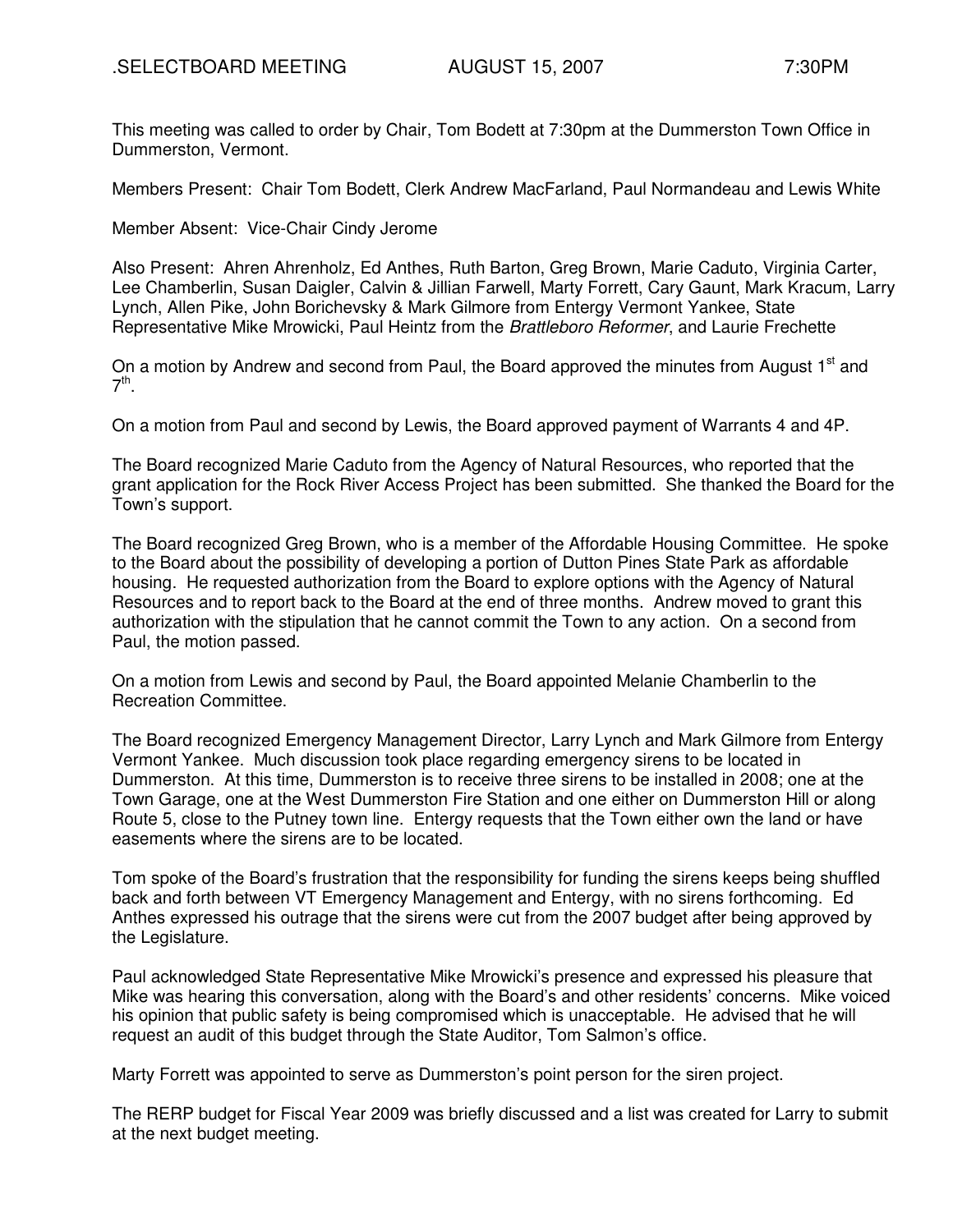.SELECTBOARD MEETING AUGUST 15, 2007 7:30PM

This meeting was called to order by Chair, Tom Bodett at 7:30pm at the Dummerston Town Office in Dummerston, Vermont.

Members Present: Chair Tom Bodett, Clerk Andrew MacFarland, Paul Normandeau and Lewis White

Member Absent: Vice-Chair Cindy Jerome

Also Present: Ahren Ahrenholz, Ed Anthes, Ruth Barton, Greg Brown, Marie Caduto, Virginia Carter, Lee Chamberlin, Susan Daigler, Calvin & Jillian Farwell, Marty Forrett, Cary Gaunt, Mark Kracum, Larry Lynch, Allen Pike, John Borichevsky & Mark Gilmore from Entergy Vermont Yankee, State Representative Mike Mrowicki, Paul Heintz from the *Brattleboro Reformer*, and Laurie Frechette

On a motion by Andrew and second from Paul, the Board approved the minutes from August 1st and 7th.

On a motion from Paul and second by Lewis, the Board approved payment of Warrants 4 and 4P.

The Board recognized Marie Caduto from the Agency of Natural Resources, who reported that the grant application for the Rock River Access Project has been submitted. She thanked the Board for the Town's support.

The Board recognized Greg Brown, who is a member of the Affordable Housing Committee. He spoke to the Board about the possibility of developing a portion of Dutton Pines State Park as affordable housing. He requested authorization from the Board to explore options with the Agency of Natural Resources and to report back to the Board at the end of three months. Andrew moved to grant this authorization with the stipulation that he cannot commit the Town to any action. On a second from Paul, the motion passed.

On a motion from Lewis and second by Paul, the Board appointed Melanie Chamberlin to the Recreation Committee.

The Board recognized Emergency Management Director, Larry Lynch and Mark Gilmore from Entergy Vermont Yankee. Much discussion took place regarding emergency sirens to be located in Dummerston. At this time, Dummerston is to receive three sirens to be installed in 2008; one at the Town Garage, one at the West Dummerston Fire Station and one either on Dummerston Hill or along Route 5, close to the Putney town line. Entergy requests that the Town either own the land or have easements where the sirens are to be located.

Tom spoke of the Board's frustration that the responsibility for funding the sirens keeps being shuffled back and forth between VT Emergency Management and Entergy, with no sirens forthcoming. Ed Anthes expressed his outrage that the sirens were cut from the 2007 budget after being approved by the Legislature.

Paul acknowledged State Representative Mike Mrowicki's presence and expressed his pleasure that Mike was hearing this conversation, along with the Board's and other residents' concerns. Mike voiced his opinion that public safety is being compromised which is unacceptable. He advised that he will request an audit of this budget through the State Auditor, Tom Salmon's office.

Marty Forrett was appointed to serve as Dummerston's point person for the siren project.

The RERP budget for Fiscal Year 2009 was briefly discussed and a list was created for Larry to submit at the next budget meeting.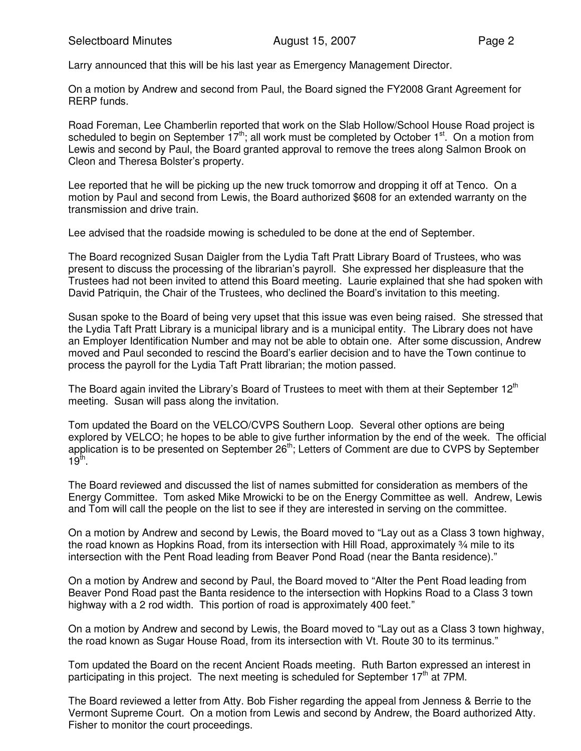Larry announced that this will be his last year as Emergency Management Director.

On a motion by Andrew and second from Paul, the Board signed the FY2008 Grant Agreement for RERP funds.

Road Foreman, Lee Chamberlin reported that work on the Slab Hollow/School House Road project is scheduled to begin on September 17th; all work must be completed by October 1st. On a motion from Lewis and second by Paul, the Board granted approval to remove the trees along Salmon Brook on Cleon and Theresa Bolster's property.

Lee reported that he will be picking up the new truck tomorrow and dropping it off at Tenco. On a motion by Paul and second from Lewis, the Board authorized $608 for an extended warranty on the transmission and drive train.

Lee advised that the roadside mowing is scheduled to be done at the end of September.

The Board recognized Susan Daigler from the Lydia Taft Pratt Library Board of Trustees, who was present to discuss the processing of the librarian's payroll. She expressed her displeasure that the Trustees had not been invited to attend this Board meeting. Laurie explained that she had spoken with David Patriquin, the Chair of the Trustees, who declined the Board's invitation to this meeting.

Susan spoke to the Board of being very upset that this issue was even being raised. She stressed that the Lydia Taft Pratt Library is a municipal library and is a municipal entity. The Library does not have an Employer Identification Number and may not be able to obtain one. After some discussion, Andrew moved and Paul seconded to rescind the Board's earlier decision and to have the Town continue to process the payroll for the Lydia Taft Pratt librarian; the motion passed.

The Board again invited the Library's Board of Trustees to meet with them at their September 12th meeting. Susan will pass along the invitation.

Tom updated the Board on the VELCO/CVPS Southern Loop. Several other options are being explored by VELCO; he hopes to be able to give further information by the end of the week. The official application is to be presented on September 26th; Letters of Comment are due to CVPS by September 19th.

The Board reviewed and discussed the list of names submitted for consideration as members of the Energy Committee. Tom asked Mike Mrowicki to be on the Energy Committee as well. Andrew, Lewis and Tom will call the people on the list to see if they are interested in serving on the committee.

On a motion by Andrew and second by Lewis, the Board moved to "Lay out as a Class 3 town highway, the road known as Hopkins Road, from its intersection with Hill Road, approximately ¾ mile to its intersection with the Pent Road leading from Beaver Pond Road (near the Banta residence)."

On a motion by Andrew and second by Paul, the Board moved to "Alter the Pent Road leading from Beaver Pond Road past the Banta residence to the intersection with Hopkins Road to a Class 3 town highway with a 2 rod width. This portion of road is approximately 400 feet."

On a motion by Andrew and second by Lewis, the Board moved to "Lay out as a Class 3 town highway, the road known as Sugar House Road, from its intersection with Vt. Route 30 to its terminus."

Tom updated the Board on the recent Ancient Roads meeting. Ruth Barton expressed an interest in participating in this project. The next meeting is scheduled for September 17th at 7PM.

The Board reviewed a letter from Atty. Bob Fisher regarding the appeal from Jenness & Berrie to the Vermont Supreme Court. On a motion from Lewis and second by Andrew, the Board authorized Atty. Fisher to monitor the court proceedings.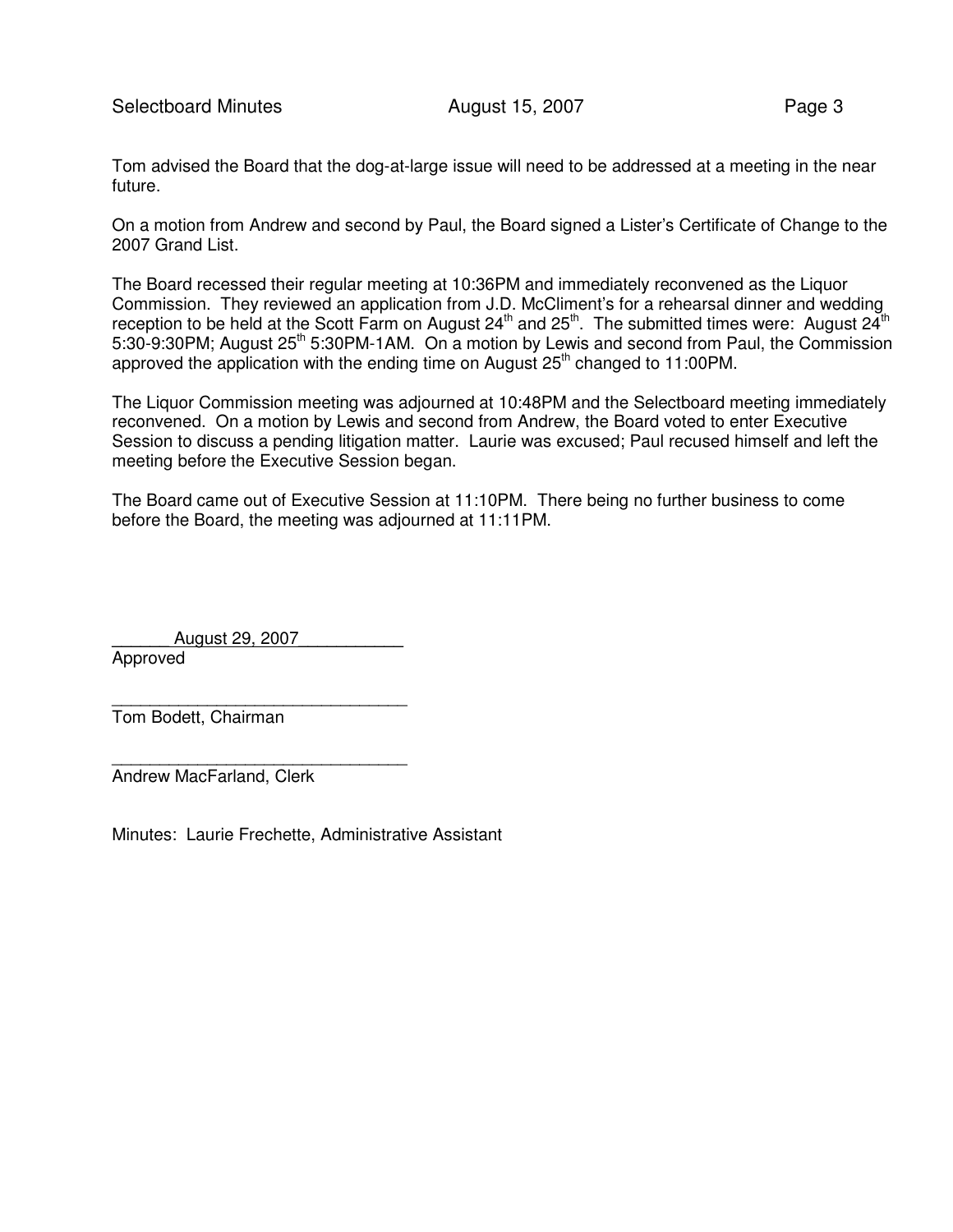Tom advised the Board that the dog-at-large issue will need to be addressed at a meeting in the near future.

On a motion from Andrew and second by Paul, the Board signed a Lister's Certificate of Change to the 2007 Grand List.

The Board recessed their regular meeting at 10:36PM and immediately reconvened as the Liquor Commission. They reviewed an application from J.D. McCliment's for a rehearsal dinner and wedding reception to be held at the Scott Farm on August 24th and 25th. The submitted times were: August 24th 5:30-9:30PM; August 25th 5:30PM-1AM. On a motion by Lewis and second from Paul, the Commission approved the application with the ending time on August 25th changed to 11:00PM.

The Liquor Commission meeting was adjourned at 10:48PM and the Selectboard meeting immediately reconvened. On a motion by Lewis and second from Andrew, the Board voted to enter Executive Session to discuss a pending litigation matter. Laurie was excused; Paul recused himself and left the meeting before the Executive Session began.

The Board came out of Executive Session at 11:10PM. There being no further business to come before the Board, the meeting was adjourned at 11:11PM.

______ August 29, 2007___________
Approved

_______________________________
Tom Bodett, Chairman

_______________________________
Andrew MacFarland, Clerk

Minutes: Laurie Frechette, Administrative Assistant